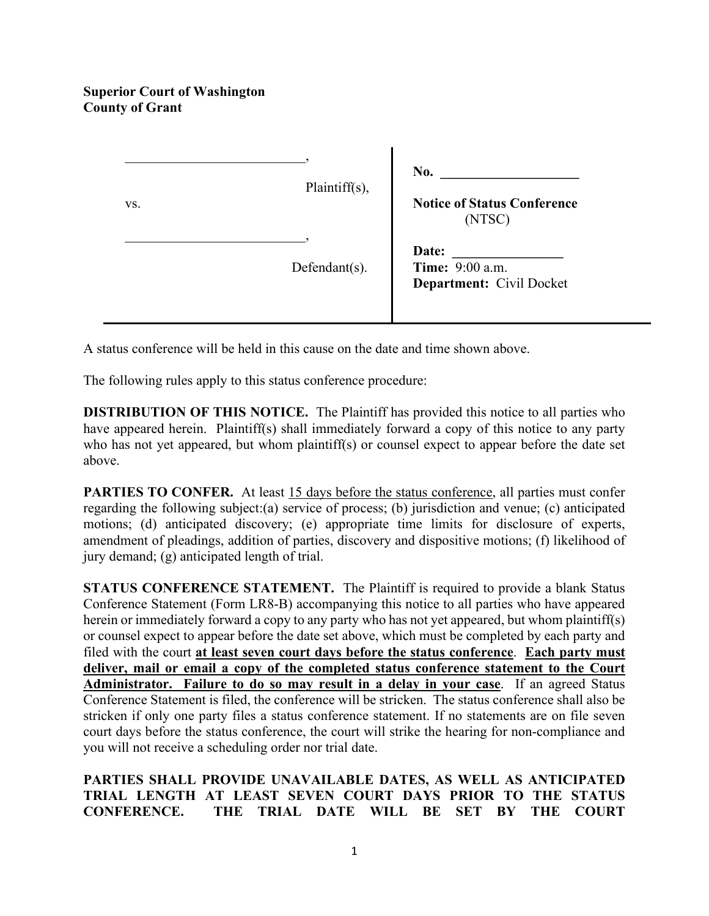**Superior Court of Washington**
**County of Grant**

| ___________________________, Plaintiff(s), vs. ___________________________, Defendant(s). | **No.** ____________________ **Notice of Status Conference** (NTSC) **Date:** ________________ **Time:** 9:00 a.m. **Department:** Civil Docket |
|---|---|

A status conference will be held in this cause on the date and time shown above.

The following rules apply to this status conference procedure:

**DISTRIBUTION OF THIS NOTICE.** The Plaintiff has provided this notice to all parties who have appeared herein. Plaintiff(s) shall immediately forward a copy of this notice to any party who has not yet appeared, but whom plaintiff(s) or counsel expect to appear before the date set above.

**PARTIES TO CONFER.** At least <u>15 days before the status conference</u>, all parties must confer regarding the following subject:(a) service of process; (b) jurisdiction and venue; (c) anticipated motions; (d) anticipated discovery; (e) appropriate time limits for disclosure of experts, amendment of pleadings, addition of parties, discovery and dispositive motions; (f) likelihood of jury demand; (g) anticipated length of trial.

**STATUS CONFERENCE STATEMENT.** The Plaintiff is required to provide a blank Status Conference Statement (Form LR8-B) accompanying this notice to all parties who have appeared herein or immediately forward a copy to any party who has not yet appeared, but whom plaintiff(s) or counsel expect to appear before the date set above, which must be completed by each party and filed with the court **<u>at least seven court days before the status conference</u>**. **<u>Each party must deliver, mail or email a copy of the completed status conference statement to the Court Administrator. Failure to do so may result in a delay in your case</u>**. If an agreed Status Conference Statement is filed, the conference will be stricken. The status conference shall also be stricken if only one party files a status conference statement. If no statements are on file seven court days before the status conference, the court will strike the hearing for non-compliance and you will not receive a scheduling order nor trial date.

**PARTIES SHALL PROVIDE UNAVAILABLE DATES, AS WELL AS ANTICIPATED TRIAL LENGTH AT LEAST SEVEN COURT DAYS PRIOR TO THE STATUS CONFERENCE. THE TRIAL DATE WILL BE SET BY THE COURT**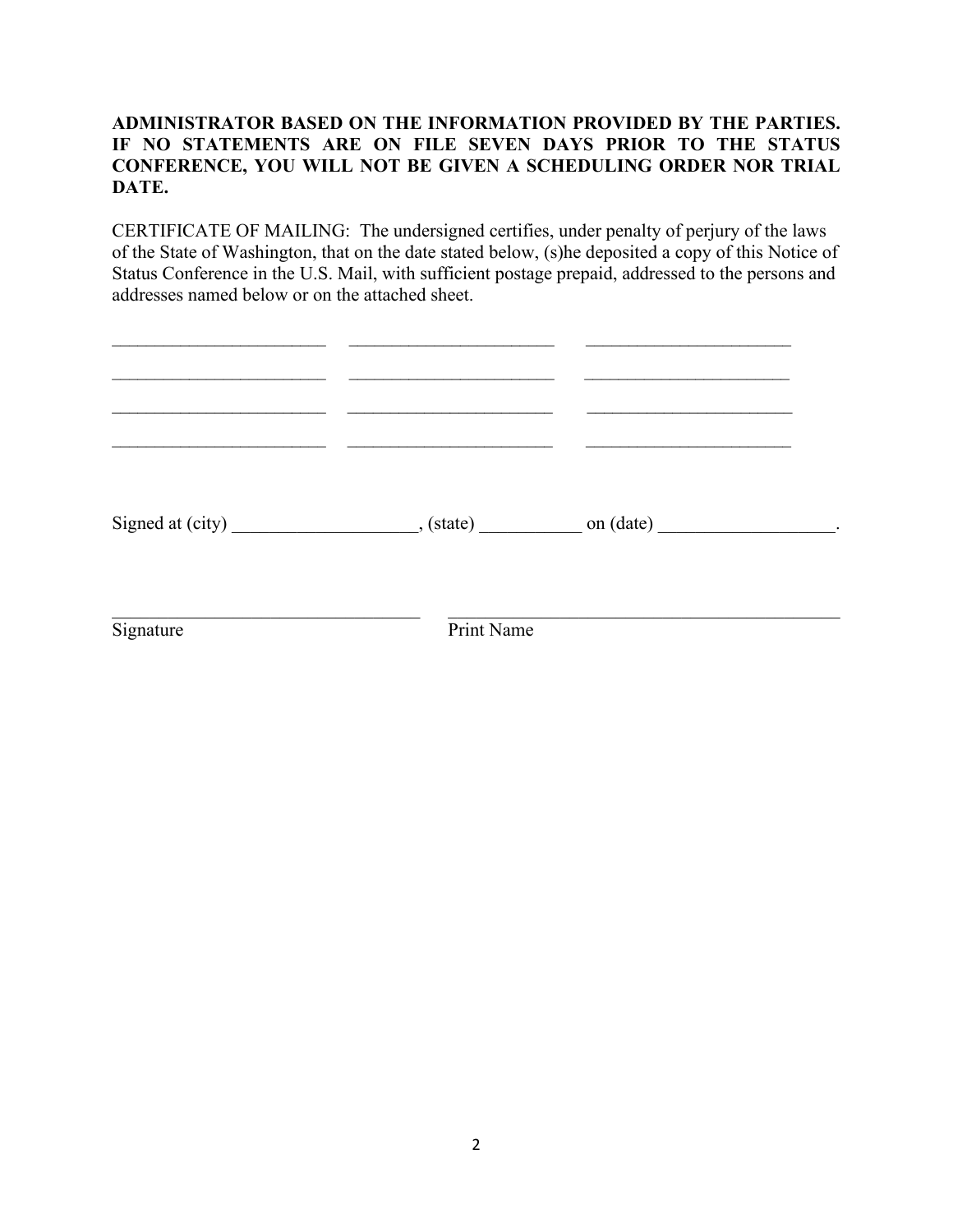**ADMINISTRATOR BASED ON THE INFORMATION PROVIDED BY THE PARTIES. IF NO STATEMENTS ARE ON FILE SEVEN DAYS PRIOR TO THE STATUS CONFERENCE, YOU WILL NOT BE GIVEN A SCHEDULING ORDER NOR TRIAL DATE.**

CERTIFICATE OF MAILING: The undersigned certifies, under penalty of perjury of the laws of the State of Washington, that on the date stated below, (s)he deposited a copy of this Notice of Status Conference in the U.S. Mail, with sufficient postage prepaid, addressed to the persons and addresses named below or on the attached sheet.

________________________ ________________________ ________________________

________________________ ________________________ ________________________

________________________ ________________________ ________________________

________________________ ________________________ ________________________

Signed at (city) ____________________, (state) ___________ on (date) ___________________.

_________________________________ ____________________________________________

Signature Print Name